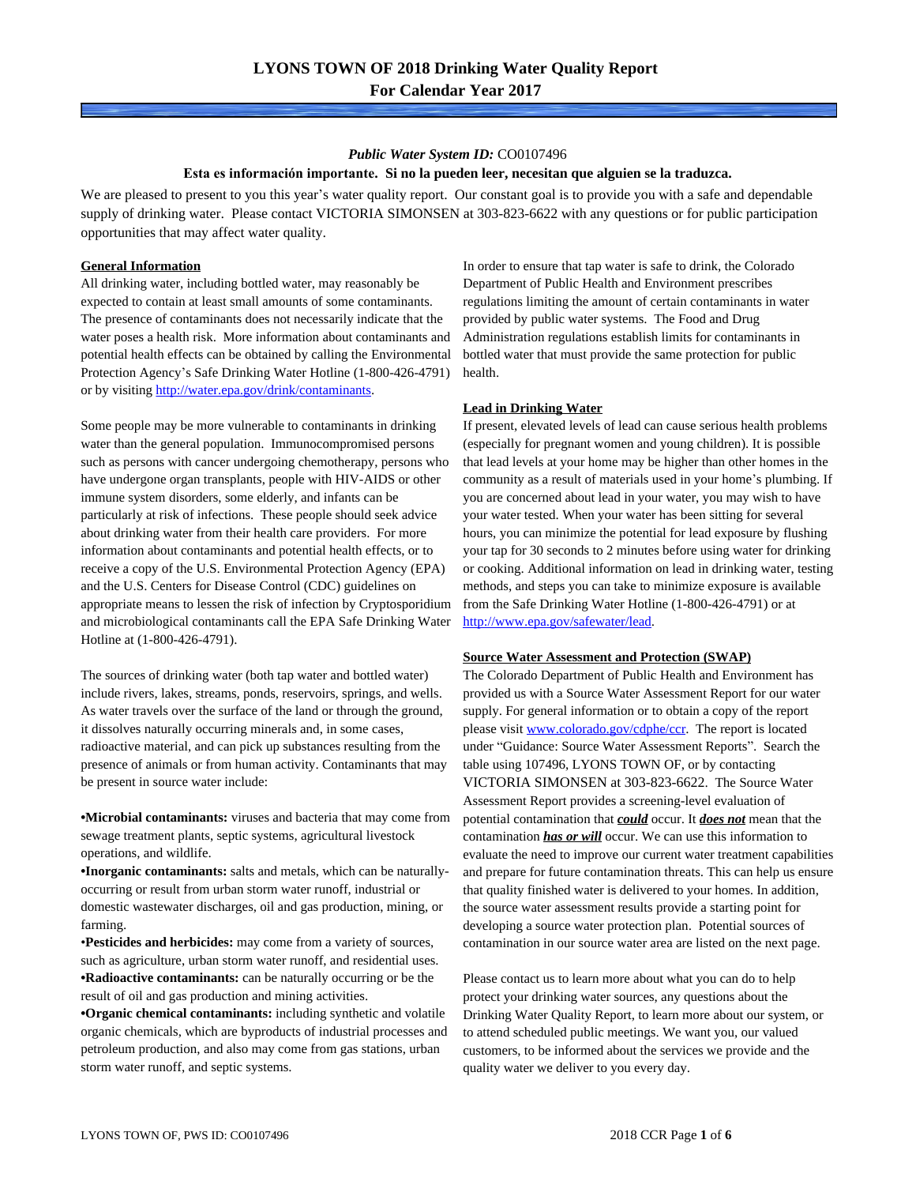# LYONS TOWN OF 2018 Drinking Water Quality Report
## For Calendar Year 2017

***Public Water System ID:*** CO0107496

**Esta es información importante. Si no la pueden leer, necesitan que alguien se la traduzca.**

We are pleased to present to you this year's water quality report. Our constant goal is to provide you with a safe and dependable supply of drinking water. Please contact VICTORIA SIMONSEN at 303-823-6622 with any questions or for public participation opportunities that may affect water quality.

### General Information

All drinking water, including bottled water, may reasonably be expected to contain at least small amounts of some contaminants. The presence of contaminants does not necessarily indicate that the water poses a health risk. More information about contaminants and potential health effects can be obtained by calling the Environmental Protection Agency's Safe Drinking Water Hotline (1-800-426-4791) or by visiting http://water.epa.gov/drink/contaminants.

Some people may be more vulnerable to contaminants in drinking water than the general population. Immunocompromised persons such as persons with cancer undergoing chemotherapy, persons who have undergone organ transplants, people with HIV-AIDS or other immune system disorders, some elderly, and infants can be particularly at risk of infections. These people should seek advice about drinking water from their health care providers. For more information about contaminants and potential health effects, or to receive a copy of the U.S. Environmental Protection Agency (EPA) and the U.S. Centers for Disease Control (CDC) guidelines on appropriate means to lessen the risk of infection by Cryptosporidium and microbiological contaminants call the EPA Safe Drinking Water Hotline at (1-800-426-4791).

The sources of drinking water (both tap water and bottled water) include rivers, lakes, streams, ponds, reservoirs, springs, and wells. As water travels over the surface of the land or through the ground, it dissolves naturally occurring minerals and, in some cases, radioactive material, and can pick up substances resulting from the presence of animals or from human activity. Contaminants that may be present in source water include:

- **Microbial contaminants:** viruses and bacteria that may come from sewage treatment plants, septic systems, agricultural livestock operations, and wildlife.
- **Inorganic contaminants:** salts and metals, which can be naturally-occurring or result from urban storm water runoff, industrial or domestic wastewater discharges, oil and gas production, mining, or farming.
- **Pesticides and herbicides:** may come from a variety of sources, such as agriculture, urban storm water runoff, and residential uses.
- **Radioactive contaminants:** can be naturally occurring or be the result of oil and gas production and mining activities.
- **Organic chemical contaminants:** including synthetic and volatile organic chemicals, which are byproducts of industrial processes and petroleum production, and also may come from gas stations, urban storm water runoff, and septic systems.

In order to ensure that tap water is safe to drink, the Colorado Department of Public Health and Environment prescribes regulations limiting the amount of certain contaminants in water provided by public water systems. The Food and Drug Administration regulations establish limits for contaminants in bottled water that must provide the same protection for public health.

### Lead in Drinking Water

If present, elevated levels of lead can cause serious health problems (especially for pregnant women and young children). It is possible that lead levels at your home may be higher than other homes in the community as a result of materials used in your home's plumbing. If you are concerned about lead in your water, you may wish to have your water tested. When your water has been sitting for several hours, you can minimize the potential for lead exposure by flushing your tap for 30 seconds to 2 minutes before using water for drinking or cooking. Additional information on lead in drinking water, testing methods, and steps you can take to minimize exposure is available from the Safe Drinking Water Hotline (1-800-426-4791) or at http://www.epa.gov/safewater/lead.

### Source Water Assessment and Protection (SWAP)

The Colorado Department of Public Health and Environment has provided us with a Source Water Assessment Report for our water supply. For general information or to obtain a copy of the report please visit www.colorado.gov/cdphe/ccr. The report is located under "Guidance: Source Water Assessment Reports". Search the table using 107496, LYONS TOWN OF, or by contacting VICTORIA SIMONSEN at 303-823-6622. The Source Water Assessment Report provides a screening-level evaluation of potential contamination that ***could*** occur. It ***does not*** mean that the contamination ***has or will*** occur. We can use this information to evaluate the need to improve our current water treatment capabilities and prepare for future contamination threats. This can help us ensure that quality finished water is delivered to your homes. In addition, the source water assessment results provide a starting point for developing a source water protection plan. Potential sources of contamination in our source water area are listed on the next page.

Please contact us to learn more about what you can do to help protect your drinking water sources, any questions about the Drinking Water Quality Report, to learn more about our system, or to attend scheduled public meetings. We want you, our valued customers, to be informed about the services we provide and the quality water we deliver to you every day.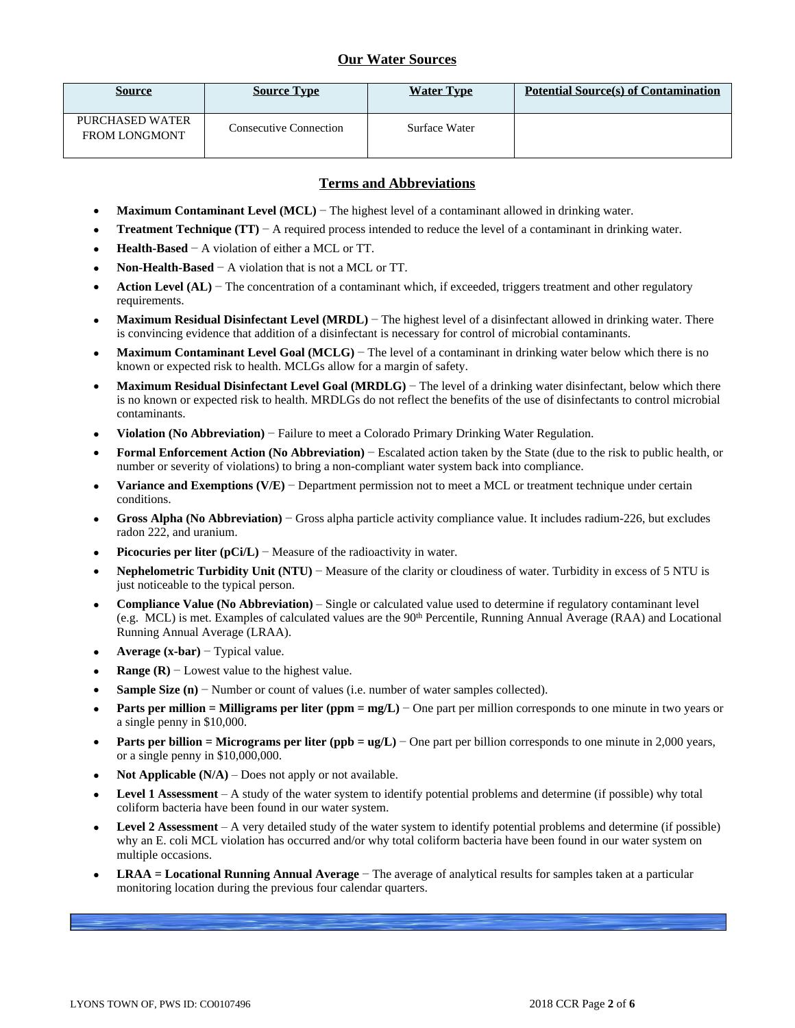## Our Water Sources

| Source | Source Type | Water Type | Potential Source(s) of Contamination |
|---|---|---|---|
| PURCHASED WATER FROM LONGMONT | Consecutive Connection | Surface Water | |

## Terms and Abbreviations

- **Maximum Contaminant Level (MCL)** − The highest level of a contaminant allowed in drinking water.
- **Treatment Technique (TT)** − A required process intended to reduce the level of a contaminant in drinking water.
- **Health-Based** − A violation of either a MCL or TT.
- **Non-Health-Based** − A violation that is not a MCL or TT.
- **Action Level (AL)** − The concentration of a contaminant which, if exceeded, triggers treatment and other regulatory requirements.
- **Maximum Residual Disinfectant Level (MRDL)** − The highest level of a disinfectant allowed in drinking water. There is convincing evidence that addition of a disinfectant is necessary for control of microbial contaminants.
- **Maximum Contaminant Level Goal (MCLG)** − The level of a contaminant in drinking water below which there is no known or expected risk to health. MCLGs allow for a margin of safety.
- **Maximum Residual Disinfectant Level Goal (MRDLG)** − The level of a drinking water disinfectant, below which there is no known or expected risk to health. MRDLGs do not reflect the benefits of the use of disinfectants to control microbial contaminants.
- **Violation (No Abbreviation)** − Failure to meet a Colorado Primary Drinking Water Regulation.
- **Formal Enforcement Action (No Abbreviation)** − Escalated action taken by the State (due to the risk to public health, or number or severity of violations) to bring a non-compliant water system back into compliance.
- **Variance and Exemptions (V/E)** − Department permission not to meet a MCL or treatment technique under certain conditions.
- **Gross Alpha (No Abbreviation)** − Gross alpha particle activity compliance value. It includes radium-226, but excludes radon 222, and uranium.
- **Picocuries per liter (pCi/L)** − Measure of the radioactivity in water.
- **Nephelometric Turbidity Unit (NTU)** − Measure of the clarity or cloudiness of water. Turbidity in excess of 5 NTU is just noticeable to the typical person.
- **Compliance Value (No Abbreviation)** – Single or calculated value used to determine if regulatory contaminant level (e.g. MCL) is met. Examples of calculated values are the 90th Percentile, Running Annual Average (RAA) and Locational Running Annual Average (LRAA).
- **Average (x-bar)** − Typical value.
- **Range (R)** − Lowest value to the highest value.
- **Sample Size (n)** − Number or count of values (i.e. number of water samples collected).
- **Parts per million = Milligrams per liter (ppm = mg/L)** − One part per million corresponds to one minute in two years or a single penny in $10,000.
- **Parts per billion = Micrograms per liter (ppb = ug/L)** − One part per billion corresponds to one minute in 2,000 years, or a single penny in $10,000,000.
- **Not Applicable (N/A)** – Does not apply or not available.
- **Level 1 Assessment** – A study of the water system to identify potential problems and determine (if possible) why total coliform bacteria have been found in our water system.
- **Level 2 Assessment** – A very detailed study of the water system to identify potential problems and determine (if possible) why an E. coli MCL violation has occurred and/or why total coliform bacteria have been found in our water system on multiple occasions.
- **LRAA = Locational Running Annual Average** − The average of analytical results for samples taken at a particular monitoring location during the previous four calendar quarters.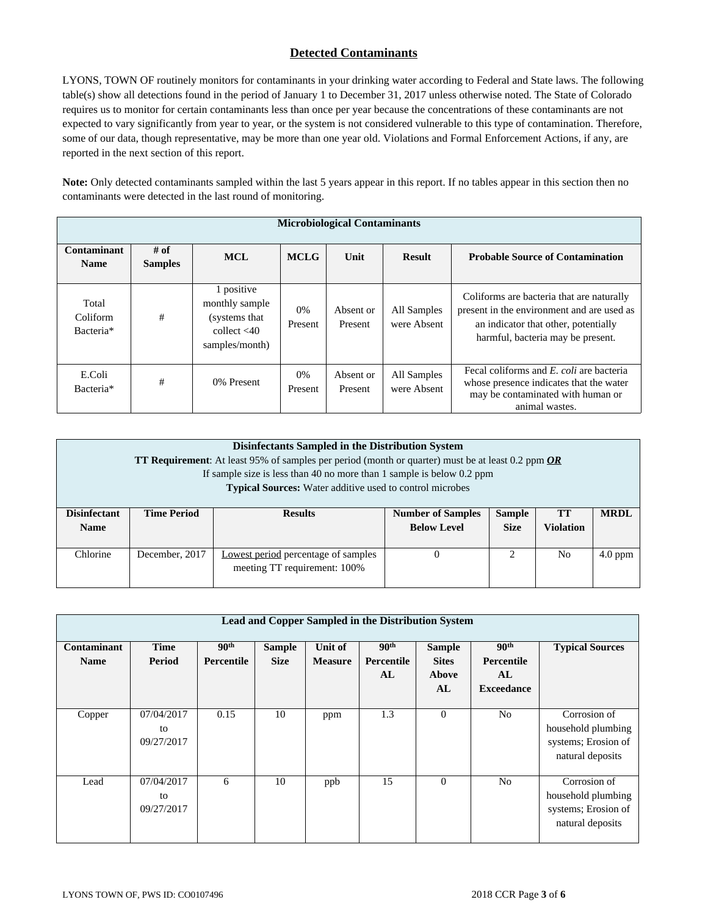## Detected Contaminants

LYONS, TOWN OF routinely monitors for contaminants in your drinking water according to Federal and State laws. The following table(s) show all detections found in the period of January 1 to December 31, 2017 unless otherwise noted. The State of Colorado requires us to monitor for certain contaminants less than once per year because the concentrations of these contaminants are not expected to vary significantly from year to year, or the system is not considered vulnerable to this type of contamination. Therefore, some of our data, though representative, may be more than one year old. Violations and Formal Enforcement Actions, if any, are reported in the next section of this report.

**Note:** Only detected contaminants sampled within the last 5 years appear in this report. If no tables appear in this section then no contaminants were detected in the last round of monitoring.

| **Microbiological Contaminants** | | | | | | |
|---|---|---|---|---|---|---|
| **Contaminant Name** | **# of Samples** | **MCL** | **MCLG** | **Unit** | **Result** | **Probable Source of Contamination** |
| Total Coliform Bacteria* | # | 1 positive monthly sample (systems that collect <40 samples/month) | 0% Present | Absent or Present | All Samples were Absent | Coliforms are bacteria that are naturally present in the environment and are used as an indicator that other, potentially harmful, bacteria may be present. |
| E.Coli Bacteria* | # | 0% Present | 0% Present | Absent or Present | All Samples were Absent | Fecal coliforms and *E. coli* are bacteria whose presence indicates that the water may be contaminated with human or animal wastes. |

| **Disinfectants Sampled in the Distribution System**<br>**TT Requirement**: At least 95% of samples per period (month or quarter) must be at least 0.2 ppm ***OR***<br>If sample size is less than 40 no more than 1 sample is below 0.2 ppm<br>**Typical Sources:** Water additive used to control microbes | | | | | | |
|---|---|---|---|---|---|---|
| **Disinfectant Name** | **Time Period** | **Results** | **Number of Samples Below Level** | **Sample Size** | **TT Violation** | **MRDL** |
| Chlorine | December, 2017 | Lowest period percentage of samples meeting TT requirement: 100% | 0 | 2 | No | 4.0 ppm |

| **Lead and Copper Sampled in the Distribution System** | | | | | | | | |
|---|---|---|---|---|---|---|---|---|
| **Contaminant Name** | **Time Period** | **90th Percentile** | **Sample Size** | **Unit of Measure** | **90th Percentile AL** | **Sample Sites Above AL** | **90th Percentile AL Exceedance** | **Typical Sources** |
| Copper | 07/04/2017 to 09/27/2017 | 0.15 | 10 | ppm | 1.3 | 0 | No | Corrosion of household plumbing systems; Erosion of natural deposits |
| Lead | 07/04/2017 to 09/27/2017 | 6 | 10 | ppb | 15 | 0 | No | Corrosion of household plumbing systems; Erosion of natural deposits |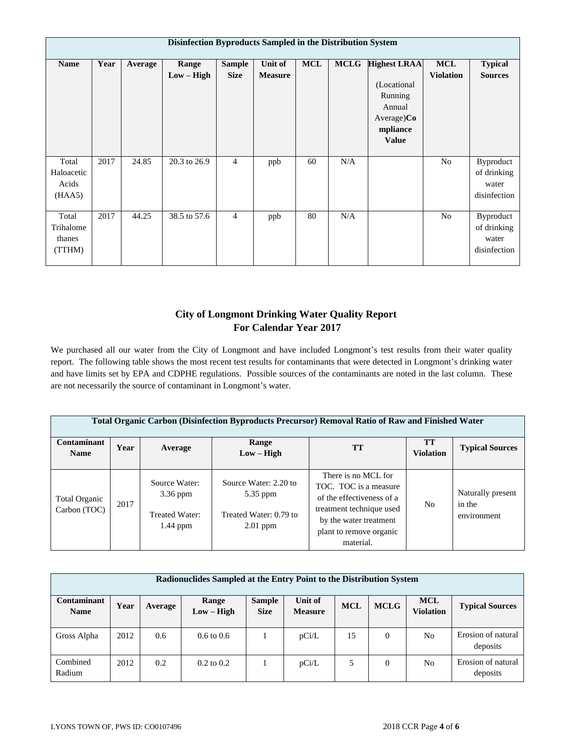| Disinfection Byproducts Sampled in the Distribution System | | | | | | | | | | |
|---|---|---|---|---|---|---|---|---|---|---|
| **Name** | **Year** | **Average** | **Range Low – High** | **Sample Size** | **Unit of Measure** | **MCL** | **MCLG** | **Highest LRAA** (Locational Running Annual Average)**Compliance Value** | **MCL Violation** | **Typical Sources** |
| Total Haloacetic Acids (HAA5) | 2017 | 24.85 | 20.3 to 26.9 | 4 | ppb | 60 | N/A | | No | Byproduct of drinking water disinfection |
| Total Trihalomethanes (TTHM) | 2017 | 44.25 | 38.5 to 57.6 | 4 | ppb | 80 | N/A | | No | Byproduct of drinking water disinfection |

## City of Longmont Drinking Water Quality Report For Calendar Year 2017

We purchased all our water from the City of Longmont and have included Longmont's test results from their water quality report. The following table shows the most recent test results for contaminants that were detected in Longmont's drinking water and have limits set by EPA and CDPHE regulations. Possible sources of the contaminants are noted in the last column. These are not necessarily the source of contaminant in Longmont's water.

| Total Organic Carbon (Disinfection Byproducts Precursor) Removal Ratio of Raw and Finished Water | | | | | | |
|---|---|---|---|---|---|---|
| **Contaminant Name** | **Year** | **Average** | **Range Low – High** | **TT** | **TT Violation** | **Typical Sources** |
| Total Organic Carbon (TOC) | 2017 | Source Water: 3.36 ppm<br>Treated Water: 1.44 ppm | Source Water: 2.20 to 5.35 ppm<br>Treated Water: 0.79 to 2.01 ppm | There is no MCL for TOC. TOC is a measure of the effectiveness of a treatment technique used by the water treatment plant to remove organic material. | No | Naturally present in the environment |

| Radionuclides Sampled at the Entry Point to the Distribution System | | | | | | | | | |
|---|---|---|---|---|---|---|---|---|---|
| **Contaminant Name** | **Year** | **Average** | **Range Low – High** | **Sample Size** | **Unit of Measure** | **MCL** | **MCLG** | **MCL Violation** | **Typical Sources** |
| Gross Alpha | 2012 | 0.6 | 0.6 to 0.6 | 1 | pCi/L | 15 | 0 | No | Erosion of natural deposits |
| Combined Radium | 2012 | 0.2 | 0.2 to 0.2 | 1 | pCi/L | 5 | 0 | No | Erosion of natural deposits |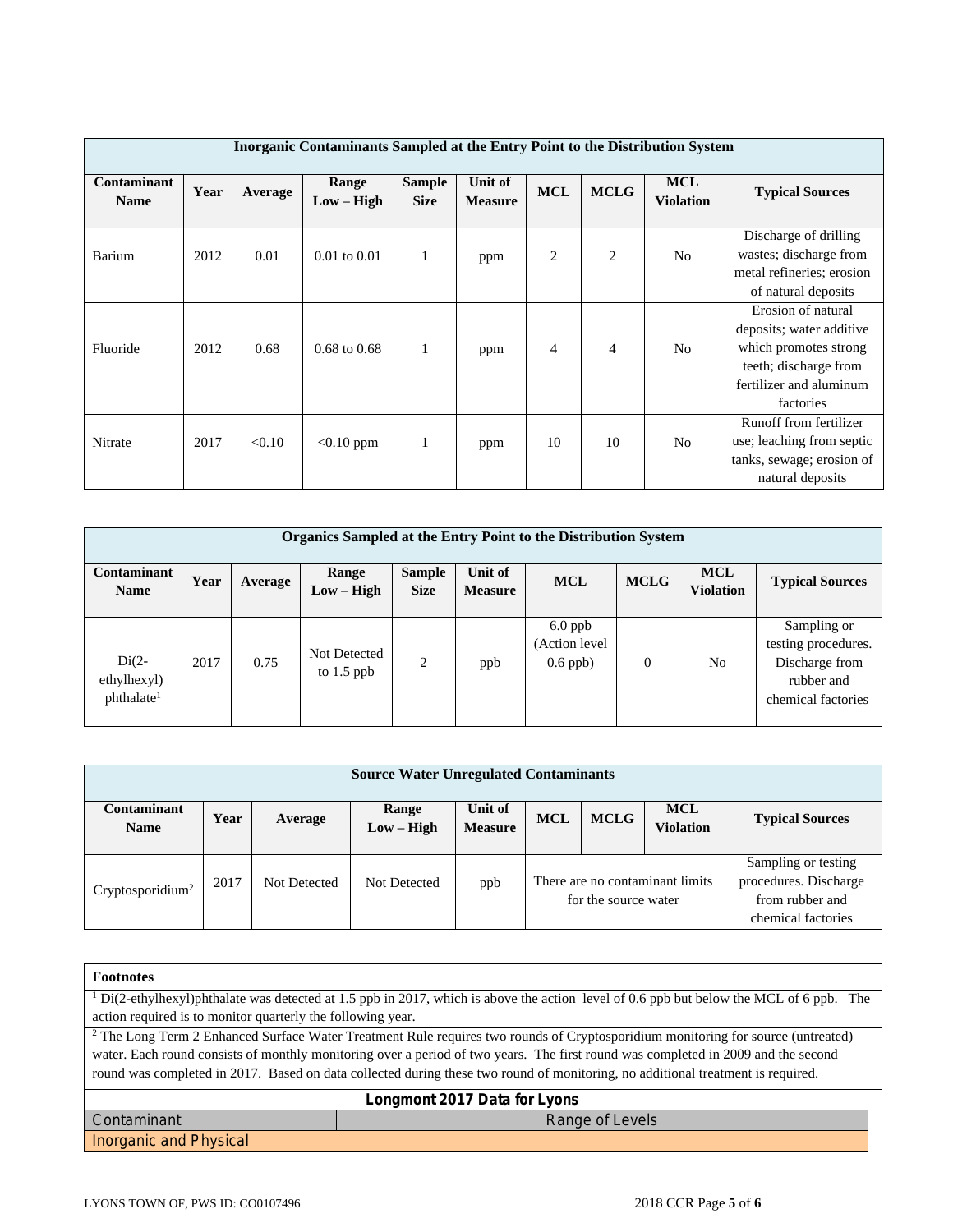| Inorganic Contaminants Sampled at the Entry Point to the Distribution System | | | | | | | | | |
|---|---|---|---|---|---|---|---|---|---|
| **Contaminant Name** | **Year** | **Average** | **Range Low – High** | **Sample Size** | **Unit of Measure** | **MCL** | **MCLG** | **MCL Violation** | **Typical Sources** |
| Barium | 2012 | 0.01 | 0.01 to 0.01 | 1 | ppm | 2 | 2 | No | Discharge of drilling wastes; discharge from metal refineries; erosion of natural deposits |
| Fluoride | 2012 | 0.68 | 0.68 to 0.68 | 1 | ppm | 4 | 4 | No | Erosion of natural deposits; water additive which promotes strong teeth; discharge from fertilizer and aluminum factories |
| Nitrate | 2017 | <0.10 | <0.10 ppm | 1 | ppm | 10 | 10 | No | Runoff from fertilizer use; leaching from septic tanks, sewage; erosion of natural deposits |

| Organics Sampled at the Entry Point to the Distribution System | | | | | | | | | |
|---|---|---|---|---|---|---|---|---|---|
| **Contaminant Name** | **Year** | **Average** | **Range Low – High** | **Sample Size** | **Unit of Measure** | **MCL** | **MCLG** | **MCL Violation** | **Typical Sources** |
| Di(2-ethylhexyl) phthalate[1] | 2017 | 0.75 | Not Detected to 1.5 ppb | 2 | ppb | 6.0 ppb (Action level 0.6 ppb) | 0 | No | Sampling or testing procedures. Discharge from rubber and chemical factories |

| Source Water Unregulated Contaminants | | | | | | | | |
|---|---|---|---|---|---|---|---|---|
| **Contaminant Name** | **Year** | **Average** | **Range Low – High** | **Unit of Measure** | **MCL** | **MCLG** | **MCL Violation** | **Typical Sources** |
| Cryptosporidium[2] | 2017 | Not Detected | Not Detected | ppb | There are no contaminant limits for the source water | | | Sampling or testing procedures. Discharge from rubber and chemical factories |

| Footnotes |
|---|
| [1] Di(2-ethylhexyl)phthalate was detected at 1.5 ppb in 2017, which is above the action level of 0.6 ppb but below the MCL of 6 ppb. The action required is to monitor quarterly the following year. |
| [2] The Long Term 2 Enhanced Surface Water Treatment Rule requires two rounds of Cryptosporidium monitoring for source (untreated) water. Each round consists of monthly monitoring over a period of two years. The first round was completed in 2009 and the second round was completed in 2017. Based on data collected during these two round of monitoring, no additional treatment is required. |

| Longmont 2017 Data for Lyons | |
|---|---|
| Contaminant | Range of Levels |
| Inorganic and Physical | |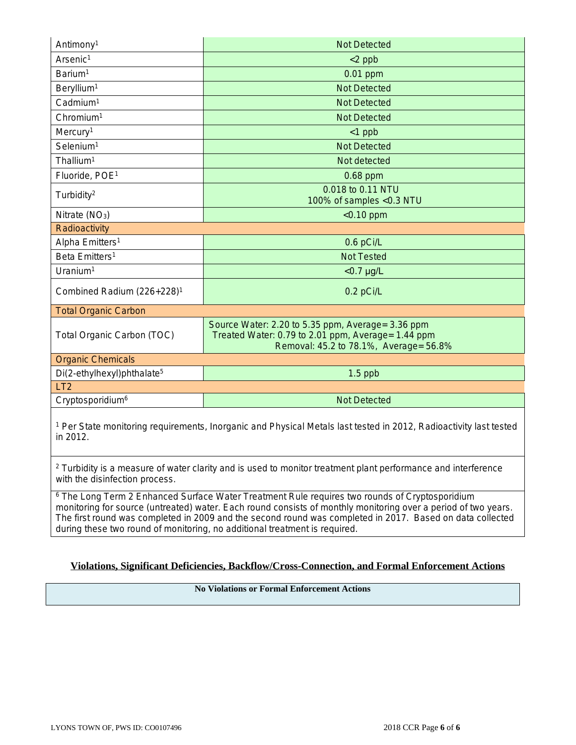| | |
|---|---|
| Antimony[1] | Not Detected |
| Arsenic[1] | <2 ppb |
| Barium[1] | 0.01 ppm |
| Beryllium[1] | Not Detected |
| Cadmium[1] | Not Detected |
| Chromium[1] | Not Detected |
| Mercury[1] | <1 ppb |
| Selenium[1] | Not Detected |
| Thallium[1] | Not detected |
| Fluoride, POE[1] | 0.68 ppm |
| Turbidity[2] | 0.018 to 0.11 NTU<br>100% of samples <0.3 NTU |
| Nitrate ($NO_3$) | <0.10 ppm |
| **Radioactivity** | |
| Alpha Emitters[1] | 0.6 pCi/L |
| Beta Emitters[1] | Not Tested |
| Uranium[1] | <0.7 µg/L |
| Combined Radium (226+228)[1] | 0.2 pCi/L |
| **Total Organic Carbon** | |
| Total Organic Carbon (TOC) | Source Water: 2.20 to 5.35 ppm, Average= 3.36 ppm<br>Treated Water: 0.79 to 2.01 ppm, Average= 1.44 ppm<br>Removal: 45.2 to 78.1%, Average= 56.8% |
| **Organic Chemicals** | |
| Di(2-ethylhexyl)phthalate[5] | 1.5 ppb |
| **LT2** | |
| Cryptosporidium[6] | Not Detected |

[1] Per State monitoring requirements, Inorganic and Physical Metals last tested in 2012, Radioactivity last tested in 2012.

[2] Turbidity is a measure of water clarity and is used to monitor treatment plant performance and interference with the disinfection process.

[6] The Long Term 2 Enhanced Surface Water Treatment Rule requires two rounds of Cryptosporidium monitoring for source (untreated) water. Each round consists of monthly monitoring over a period of two years. The first round was completed in 2009 and the second round was completed in 2017. Based on data collected during these two round of monitoring, no additional treatment is required.

## Violations, Significant Deficiencies, Backflow/Cross-Connection, and Formal Enforcement Actions

**No Violations or Formal Enforcement Actions**